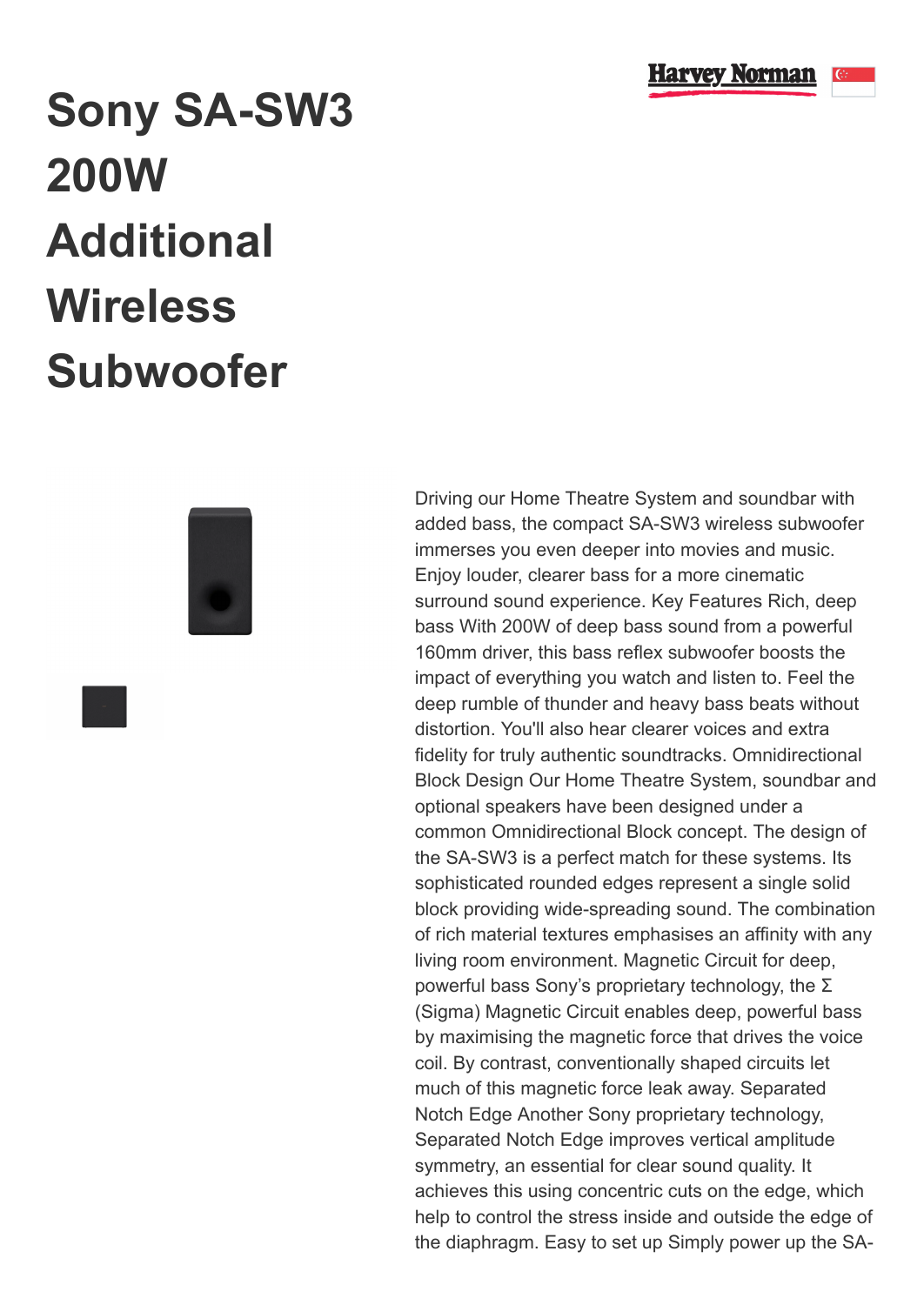# Sony SA-SW3 200W Additional Wireless Subwoofer

Driving our Home Theatre System and soundbar with added bass, the compact SA-SW3 wireless subwoofer immerses you even deeper into movies and music. Enjoy louder, clearer bass for a more cinematic surround sound experience. Key Features Rich, deep bass With 200W of deep bass sound from a powerful 160mm driver, this bass reflex subwoofer boosts the impact of everything you watch and listen to. Feel the deep rumble of thunder and heavy bass beats without distortion. You'll also hear clearer voices and extra fidelity for truly authentic soundtracks. Omnidirectional Block Design Our Home Theatre System, soundbar and optional speakers have been designed under a common Omnidirectional Block concept. The design of the SA-SW3 is a perfect match for these systems. Its sophisticated rounded edges represent a single solid block providing wide-spreading sound. The combination of rich material textures emphasises an affinity with any living room environment. Magnetic Circuit for deep, powerful bass Sony's proprietary technology, the Σ (Sigma) Magnetic Circuit enables deep, powerful bass by maximising the magnetic force that drives the voice coil. By contrast, conventionally shaped circuits let much of this magnetic force leak away. Separated Notch Edge Another Sony proprietary technology, Separated Notch Edge improves vertical amplitude symmetry, an essential for clear sound quality. It achieves this using concentric cuts on the edge, which help to control the stress inside and outside the edge of the diaphragm. Easy to set up Simply power up the SA-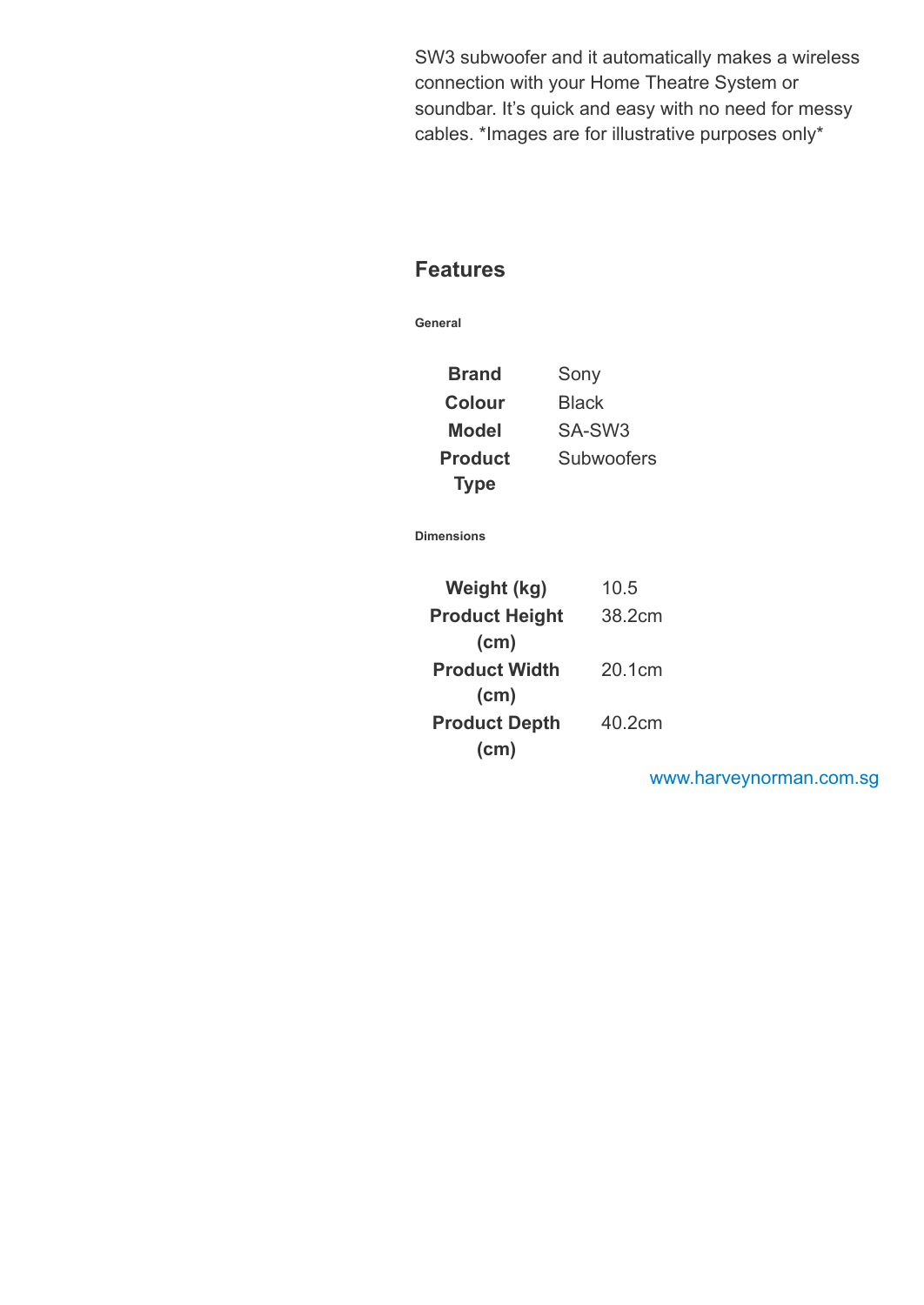SW3 subwoofer and it automatically makes a wireless connection with your Home Theatre System or soundbar. It's quick and easy with no need for messy cables. *Images are for illustrative purposes only*

## Features

#### General

| | |
|---|---|
| **Brand** | Sony |
| **Colour** | Black |
| **Model** | SA-SW3 |
| **Product Type** | Subwoofers |

#### Dimensions

| | |
|---|---|
| **Weight (kg)** | 10.5 |
| **Product Height (cm)** | 38.2cm |
| **Product Width (cm)** | 20.1cm |
| **Product Depth (cm)** | 40.2cm |

www.harveynorman.com.sg